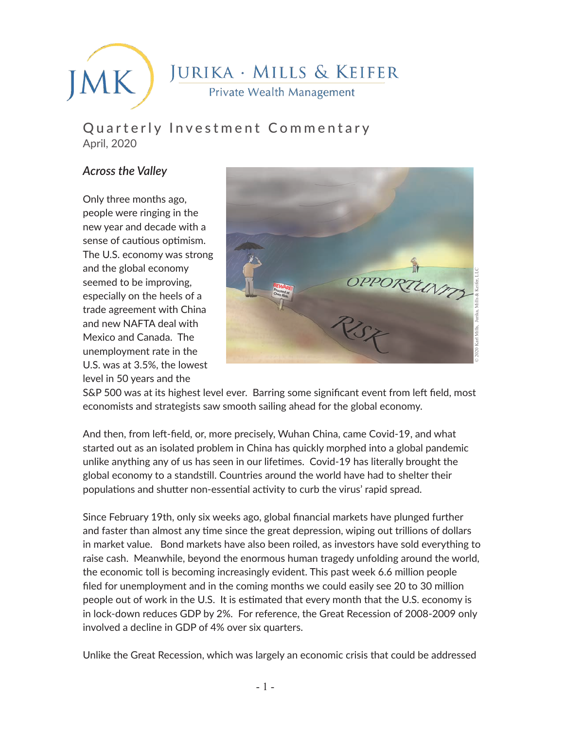# JMK Jurika · Mills & Keifer

Private Wealth Management

## Quarterly Investment Commentary

April, 2020

### *Across the Valley*

Only three months ago, people were ringing in the new year and decade with a sense of cautious optimism. The U.S. economy was strong and the global economy seemed to be improving, especially on the heels of a trade agreement with China and new NAFTA deal with Mexico and Canada. The unemployment rate in the U.S. was at 3.5%, the lowest level in 50 years and the S&P 500 was at its highest level ever. Barring some significant event from left field, most economists and strategists saw smooth sailing ahead for the global economy.

And then, from left-field, or, more precisely, Wuhan China, came Covid-19, and what started out as an isolated problem in China has quickly morphed into a global pandemic unlike anything any of us has seen in our lifetimes. Covid-19 has literally brought the global economy to a standstill. Countries around the world have had to shelter their populations and shutter non-essential activity to curb the virus' rapid spread.

Since February 19th, only six weeks ago, global financial markets have plunged further and faster than almost any time since the great depression, wiping out trillions of dollars in market value. Bond markets have also been roiled, as investors have sold everything to raise cash. Meanwhile, beyond the enormous human tragedy unfolding around the world, the economic toll is becoming increasingly evident. This past week 6.6 million people filed for unemployment and in the coming months we could easily see 20 to 30 million people out of work in the U.S. It is estimated that every month that the U.S. economy is in lock-down reduces GDP by 2%. For reference, the Great Recession of 2008-2009 only involved a decline in GDP of 4% over six quarters.

Unlike the Great Recession, which was largely an economic crisis that could be addressed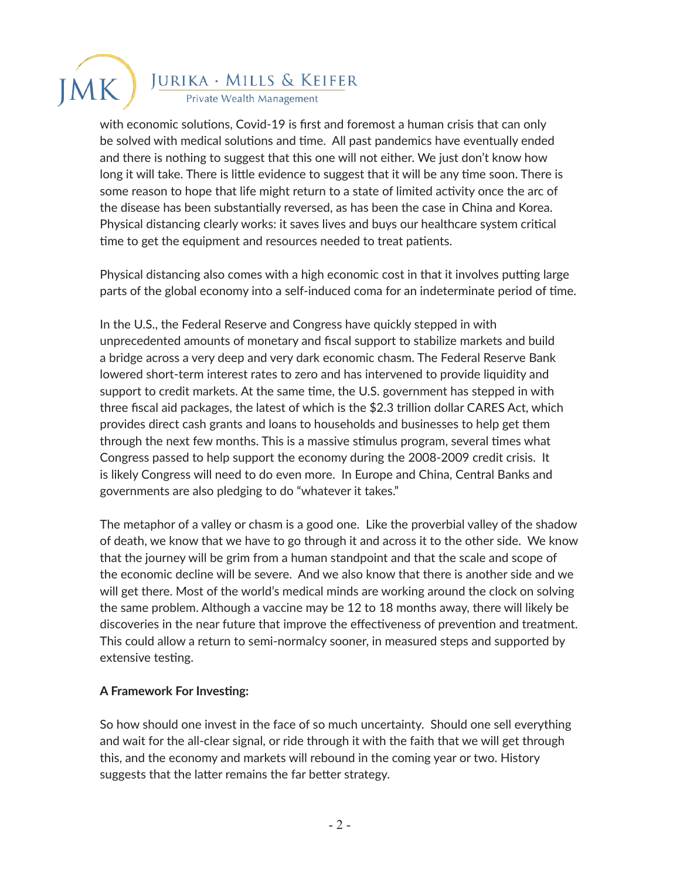with economic solutions, Covid-19 is first and foremost a human crisis that can only be solved with medical solutions and time. All past pandemics have eventually ended and there is nothing to suggest that this one will not either. We just don't know how long it will take. There is little evidence to suggest that it will be any time soon. There is some reason to hope that life might return to a state of limited activity once the arc of the disease has been substantially reversed, as has been the case in China and Korea. Physical distancing clearly works: it saves lives and buys our healthcare system critical time to get the equipment and resources needed to treat patients.

Physical distancing also comes with a high economic cost in that it involves putting large parts of the global economy into a self-induced coma for an indeterminate period of time.

In the U.S., the Federal Reserve and Congress have quickly stepped in with unprecedented amounts of monetary and fiscal support to stabilize markets and build a bridge across a very deep and very dark economic chasm. The Federal Reserve Bank lowered short-term interest rates to zero and has intervened to provide liquidity and support to credit markets. At the same time, the U.S. government has stepped in with three fiscal aid packages, the latest of which is the $2.3 trillion dollar CARES Act, which provides direct cash grants and loans to households and businesses to help get them through the next few months. This is a massive stimulus program, several times what Congress passed to help support the economy during the 2008-2009 credit crisis. It is likely Congress will need to do even more. In Europe and China, Central Banks and governments are also pledging to do "whatever it takes."

The metaphor of a valley or chasm is a good one. Like the proverbial valley of the shadow of death, we know that we have to go through it and across it to the other side. We know that the journey will be grim from a human standpoint and that the scale and scope of the economic decline will be severe. And we also know that there is another side and we will get there. Most of the world's medical minds are working around the clock on solving the same problem. Although a vaccine may be 12 to 18 months away, there will likely be discoveries in the near future that improve the effectiveness of prevention and treatment. This could allow a return to semi-normalcy sooner, in measured steps and supported by extensive testing.

**A Framework For Investing:**

So how should one invest in the face of so much uncertainty. Should one sell everything and wait for the all-clear signal, or ride through it with the faith that we will get through this, and the economy and markets will rebound in the coming year or two. History suggests that the latter remains the far better strategy.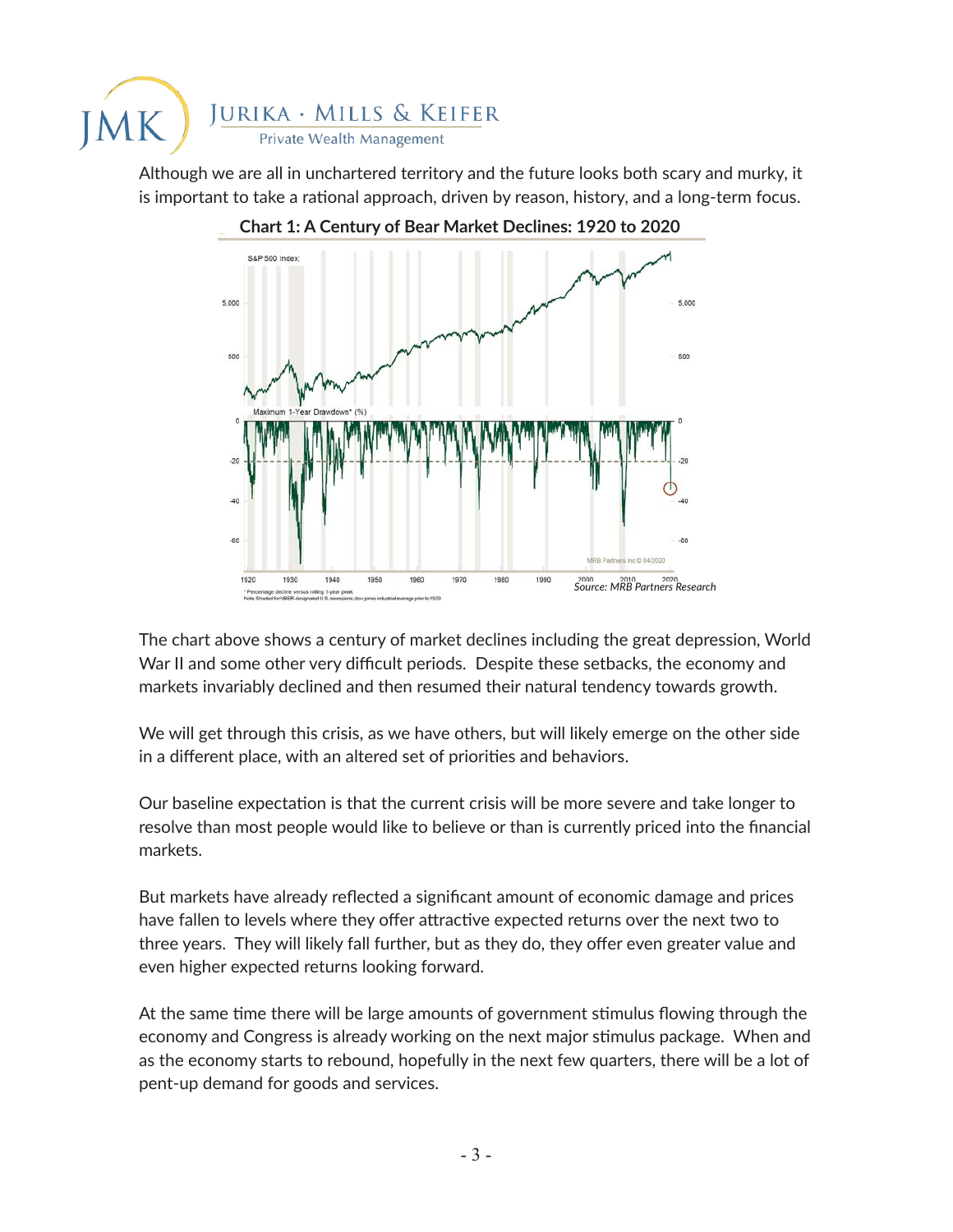Although we are all in unchartered territory and the future looks both scary and murky, it is important to take a rational approach, driven by reason, history, and a long-term focus.

**Chart 1: A Century of Bear Market Declines: 1920 to 2020**

*Source: MRB Partners Research*

The chart above shows a century of market declines including the great depression, World War II and some other very difficult periods. Despite these setbacks, the economy and markets invariably declined and then resumed their natural tendency towards growth.

We will get through this crisis, as we have others, but will likely emerge on the other side in a different place, with an altered set of priorities and behaviors.

Our baseline expectation is that the current crisis will be more severe and take longer to resolve than most people would like to believe or than is currently priced into the financial markets.

But markets have already reflected a significant amount of economic damage and prices have fallen to levels where they offer attractive expected returns over the next two to three years. They will likely fall further, but as they do, they offer even greater value and even higher expected returns looking forward.

At the same time there will be large amounts of government stimulus flowing through the economy and Congress is already working on the next major stimulus package. When and as the economy starts to rebound, hopefully in the next few quarters, there will be a lot of pent-up demand for goods and services.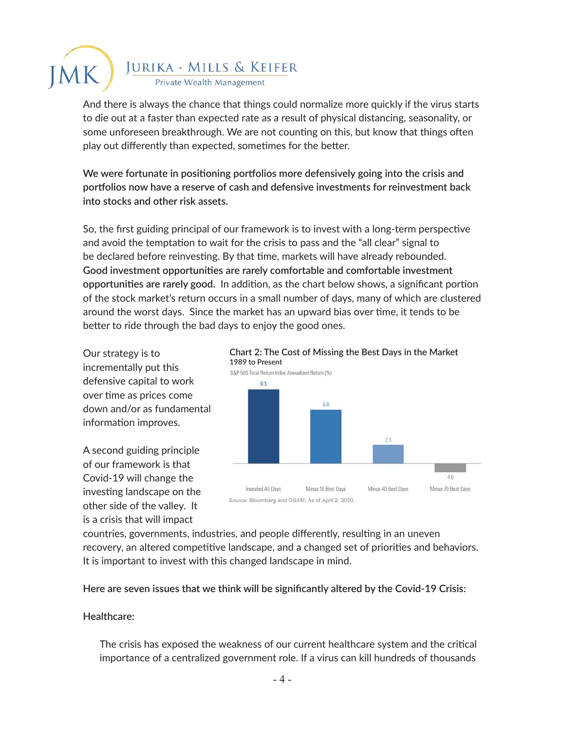And there is always the chance that things could normalize more quickly if the virus starts to die out at a faster than expected rate as a result of physical distancing, seasonality, or some unforeseen breakthrough. We are not counting on this, but know that things often play out differently than expected, sometimes for the better.

**We were fortunate in positioning portfolios more defensively going into the crisis and portfolios now have a reserve of cash and defensive investments for reinvestment back into stocks and other risk assets.**

So, the first guiding principal of our framework is to invest with a long-term perspective and avoid the temptation to wait for the crisis to pass and the "all clear" signal to be declared before reinvesting. By that time, markets will have already rebounded. **Good investment opportunities are rarely comfortable and comfortable investment opportunities are rarely good.** In addition, as the chart below shows, a significant portion of the stock market's return occurs in a small number of days, many of which are clustered around the worst days. Since the market has an upward bias over time, it tends to be better to ride through the bad days to enjoy the good ones.

**Chart 2: The Cost of Missing the Best Days in the Market**
1989 to Present

S&P 500 Total Return Index Annualized Return (%)

| | Invested All Days | Minus 10 Best Days | Minus 40 Best Days | Minus 70 Best Days |
|---|---|---|---|---|
| Annualized Return (%) | 9.3 | 6.8 | 2.3 | -1.0 |

Source: Bloomberg and GSAM. As of April 2, 2020.

Our strategy is to incrementally put this defensive capital to work over time as prices come down and/or as fundamental information improves.

A second guiding principle of our framework is that Covid-19 will change the investing landscape on the other side of the valley. It is a crisis that will impact countries, governments, industries, and people differently, resulting in an uneven recovery, an altered competitive landscape, and a changed set of priorities and behaviors. It is important to invest with this changed landscape in mind.

**Here are seven issues that we think will be significantly altered by the Covid-19 Crisis:**

**Healthcare:**

The crisis has exposed the weakness of our current healthcare system and the critical importance of a centralized government role. If a virus can kill hundreds of thousands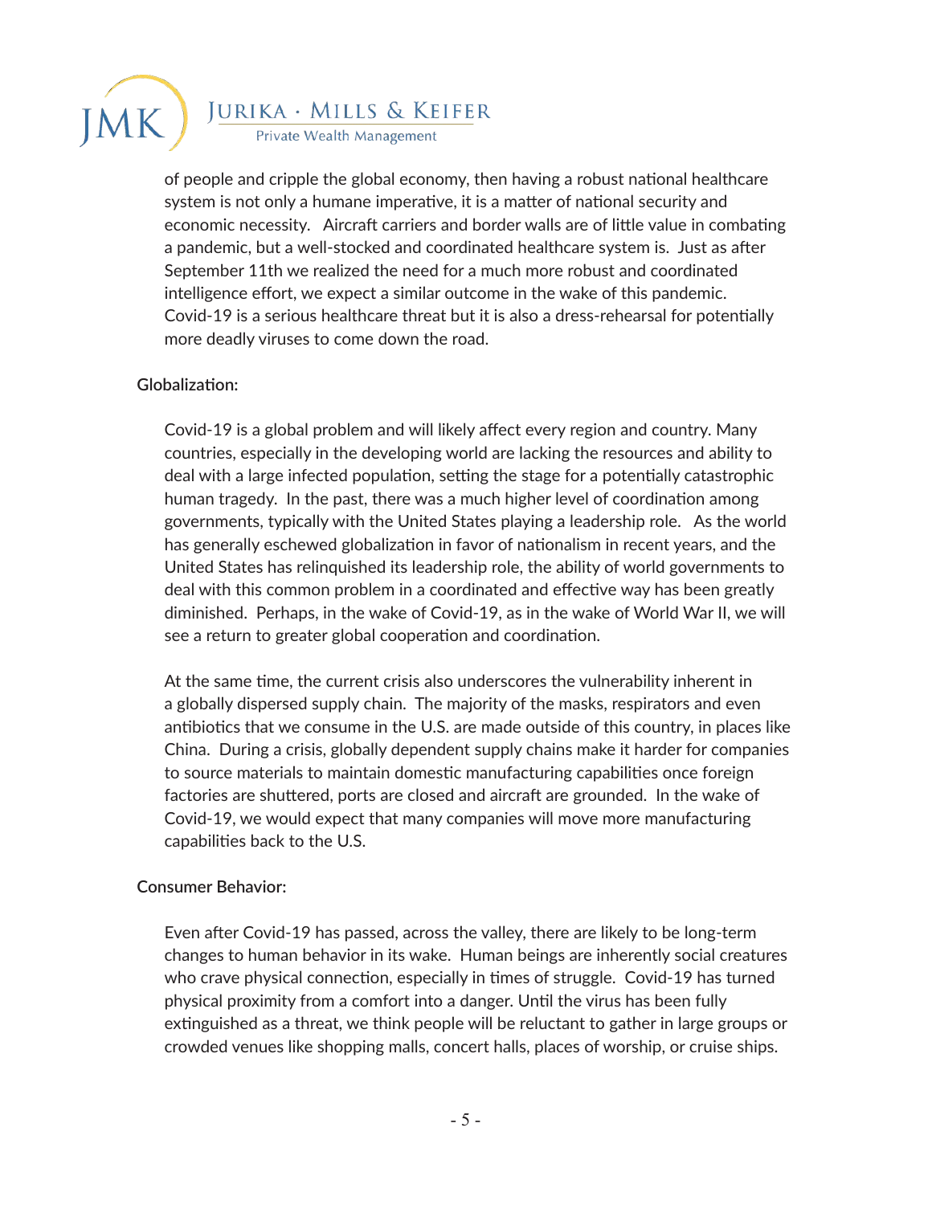of people and cripple the global economy, then having a robust national healthcare system is not only a humane imperative, it is a matter of national security and economic necessity. Aircraft carriers and border walls are of little value in combating a pandemic, but a well-stocked and coordinated healthcare system is. Just as after September 11th we realized the need for a much more robust and coordinated intelligence effort, we expect a similar outcome in the wake of this pandemic. Covid-19 is a serious healthcare threat but it is also a dress-rehearsal for potentially more deadly viruses to come down the road.

Globalization:

Covid-19 is a global problem and will likely affect every region and country. Many countries, especially in the developing world are lacking the resources and ability to deal with a large infected population, setting the stage for a potentially catastrophic human tragedy. In the past, there was a much higher level of coordination among governments, typically with the United States playing a leadership role. As the world has generally eschewed globalization in favor of nationalism in recent years, and the United States has relinquished its leadership role, the ability of world governments to deal with this common problem in a coordinated and effective way has been greatly diminished. Perhaps, in the wake of Covid-19, as in the wake of World War II, we will see a return to greater global cooperation and coordination.

At the same time, the current crisis also underscores the vulnerability inherent in a globally dispersed supply chain. The majority of the masks, respirators and even antibiotics that we consume in the U.S. are made outside of this country, in places like China. During a crisis, globally dependent supply chains make it harder for companies to source materials to maintain domestic manufacturing capabilities once foreign factories are shuttered, ports are closed and aircraft are grounded. In the wake of Covid-19, we would expect that many companies will move more manufacturing capabilities back to the U.S.

Consumer Behavior:

Even after Covid-19 has passed, across the valley, there are likely to be long-term changes to human behavior in its wake. Human beings are inherently social creatures who crave physical connection, especially in times of struggle. Covid-19 has turned physical proximity from a comfort into a danger. Until the virus has been fully extinguished as a threat, we think people will be reluctant to gather in large groups or crowded venues like shopping malls, concert halls, places of worship, or cruise ships.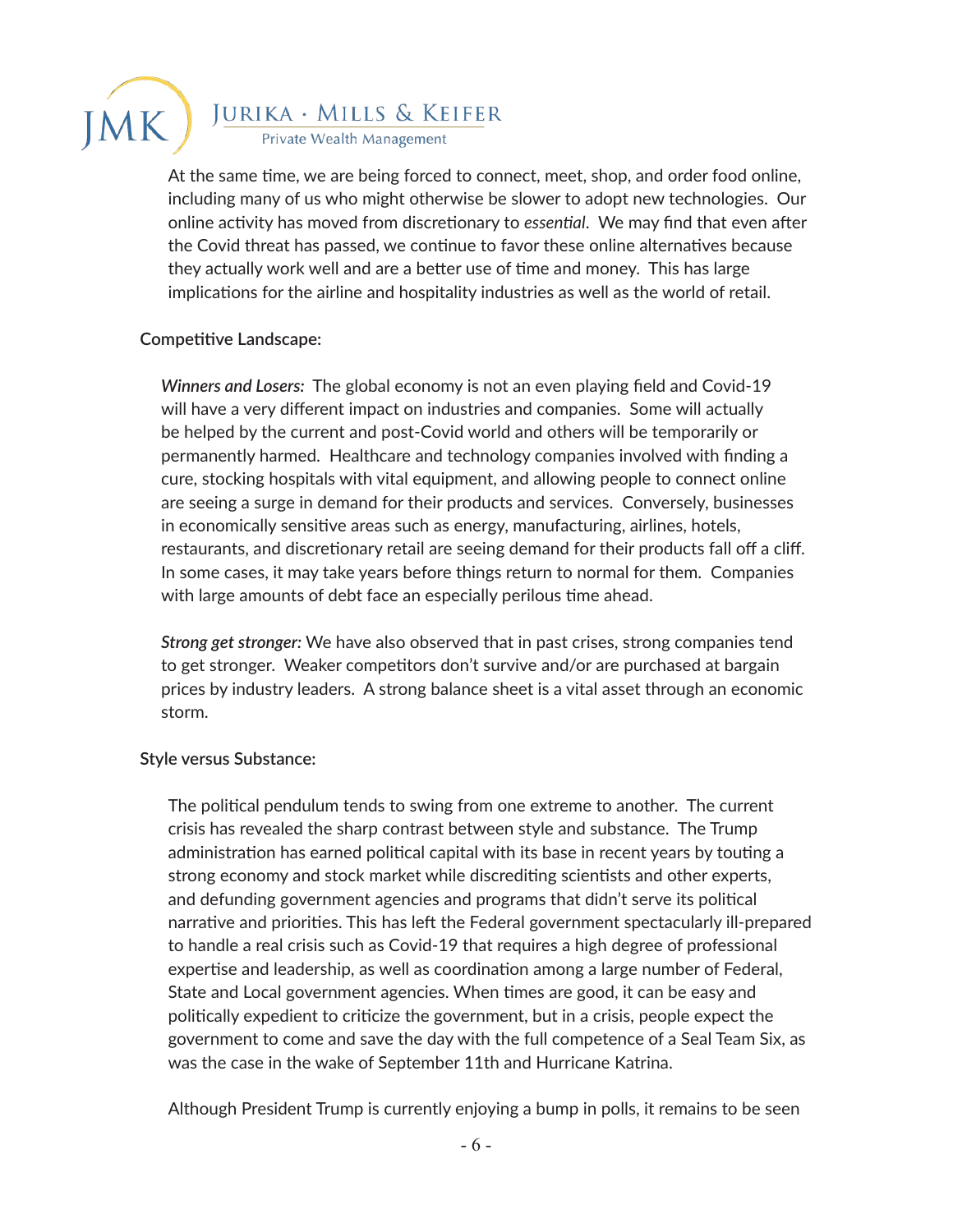At the same time, we are being forced to connect, meet, shop, and order food online, including many of us who might otherwise be slower to adopt new technologies. Our online activity has moved from discretionary to *essential*. We may find that even after the Covid threat has passed, we continue to favor these online alternatives because they actually work well and are a better use of time and money. This has large implications for the airline and hospitality industries as well as the world of retail.

**Competitive Landscape:**

***Winners and Losers:*** The global economy is not an even playing field and Covid-19 will have a very different impact on industries and companies. Some will actually be helped by the current and post-Covid world and others will be temporarily or permanently harmed. Healthcare and technology companies involved with finding a cure, stocking hospitals with vital equipment, and allowing people to connect online are seeing a surge in demand for their products and services. Conversely, businesses in economically sensitive areas such as energy, manufacturing, airlines, hotels, restaurants, and discretionary retail are seeing demand for their products fall off a cliff. In some cases, it may take years before things return to normal for them. Companies with large amounts of debt face an especially perilous time ahead.

***Strong get stronger:*** We have also observed that in past crises, strong companies tend to get stronger. Weaker competitors don't survive and/or are purchased at bargain prices by industry leaders. A strong balance sheet is a vital asset through an economic storm.

**Style versus Substance:**

The political pendulum tends to swing from one extreme to another. The current crisis has revealed the sharp contrast between style and substance. The Trump administration has earned political capital with its base in recent years by touting a strong economy and stock market while discrediting scientists and other experts, and defunding government agencies and programs that didn't serve its political narrative and priorities. This has left the Federal government spectacularly ill-prepared to handle a real crisis such as Covid-19 that requires a high degree of professional expertise and leadership, as well as coordination among a large number of Federal, State and Local government agencies. When times are good, it can be easy and politically expedient to criticize the government, but in a crisis, people expect the government to come and save the day with the full competence of a Seal Team Six, as was the case in the wake of September 11th and Hurricane Katrina.

Although President Trump is currently enjoying a bump in polls, it remains to be seen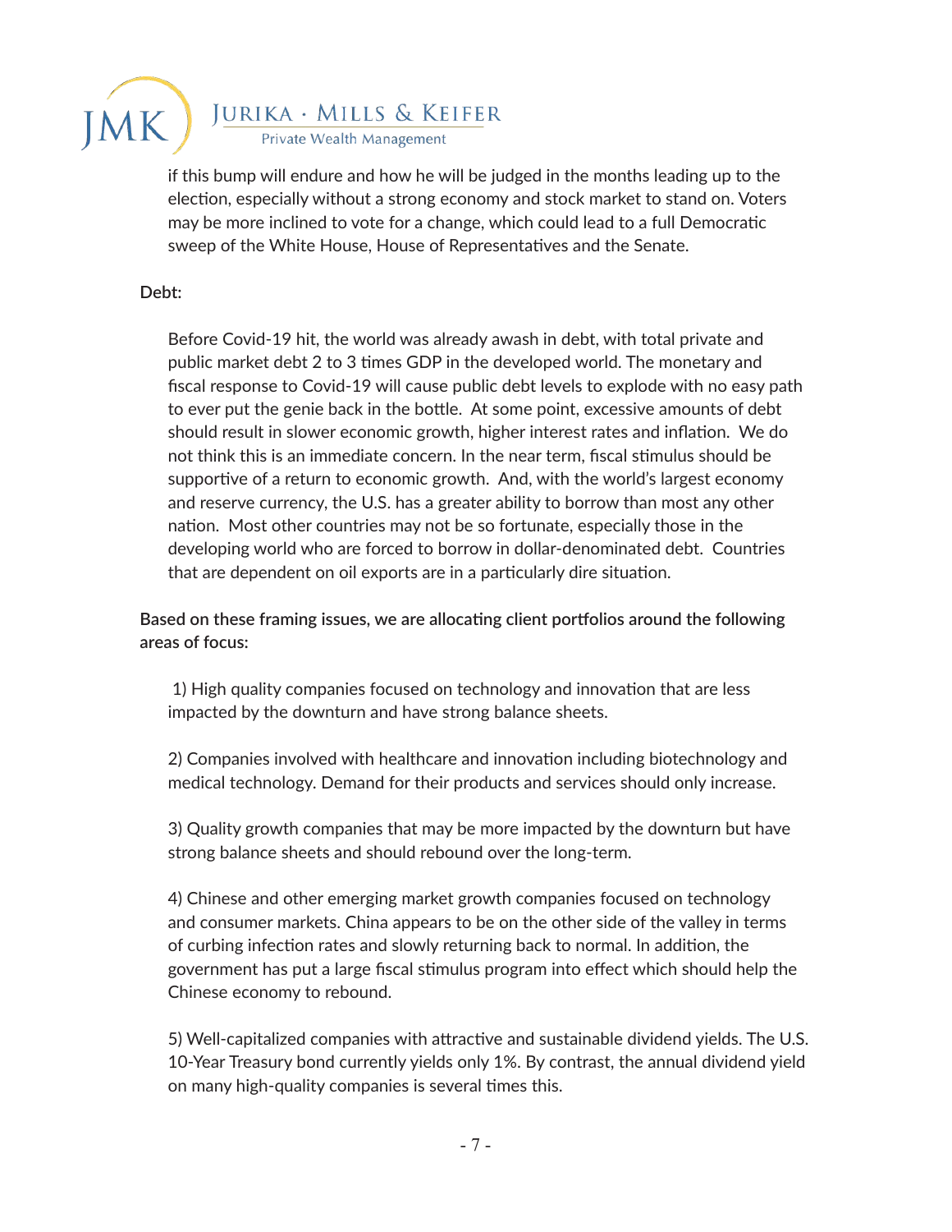if this bump will endure and how he will be judged in the months leading up to the election, especially without a strong economy and stock market to stand on. Voters may be more inclined to vote for a change, which could lead to a full Democratic sweep of the White House, House of Representatives and the Senate.

**Debt:**

Before Covid-19 hit, the world was already awash in debt, with total private and public market debt 2 to 3 times GDP in the developed world. The monetary and fiscal response to Covid-19 will cause public debt levels to explode with no easy path to ever put the genie back in the bottle. At some point, excessive amounts of debt should result in slower economic growth, higher interest rates and inflation. We do not think this is an immediate concern. In the near term, fiscal stimulus should be supportive of a return to economic growth. And, with the world's largest economy and reserve currency, the U.S. has a greater ability to borrow than most any other nation. Most other countries may not be so fortunate, especially those in the developing world who are forced to borrow in dollar-denominated debt. Countries that are dependent on oil exports are in a particularly dire situation.

**Based on these framing issues, we are allocating client portfolios around the following areas of focus:**

1) High quality companies focused on technology and innovation that are less impacted by the downturn and have strong balance sheets.

2) Companies involved with healthcare and innovation including biotechnology and medical technology. Demand for their products and services should only increase.

3) Quality growth companies that may be more impacted by the downturn but have strong balance sheets and should rebound over the long-term.

4) Chinese and other emerging market growth companies focused on technology and consumer markets. China appears to be on the other side of the valley in terms of curbing infection rates and slowly returning back to normal. In addition, the government has put a large fiscal stimulus program into effect which should help the Chinese economy to rebound.

5) Well-capitalized companies with attractive and sustainable dividend yields. The U.S. 10-Year Treasury bond currently yields only 1%. By contrast, the annual dividend yield on many high-quality companies is several times this.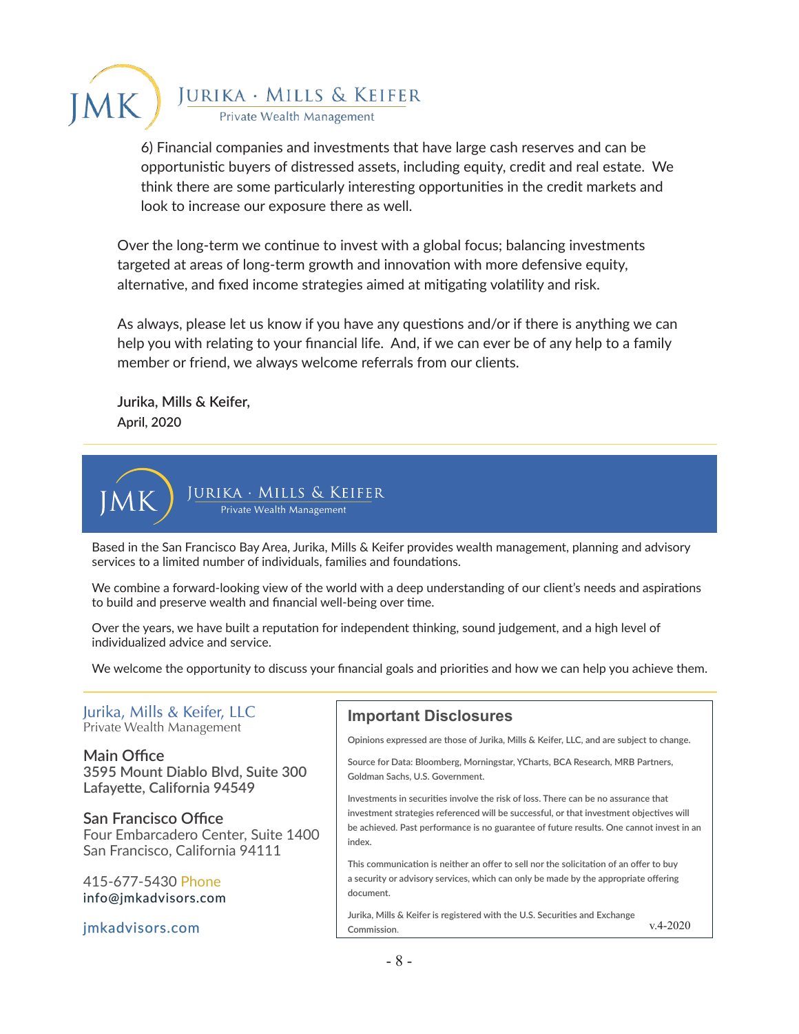6) Financial companies and investments that have large cash reserves and can be opportunistic buyers of distressed assets, including equity, credit and real estate. We think there are some particularly interesting opportunities in the credit markets and look to increase our exposure there as well.

Over the long-term we continue to invest with a global focus; balancing investments targeted at areas of long-term growth and innovation with more defensive equity, alternative, and fixed income strategies aimed at mitigating volatility and risk.

As always, please let us know if you have any questions and/or if there is anything we can help you with relating to your financial life. And, if we can ever be of any help to a family member or friend, we always welcome referrals from our clients.

**Jurika, Mills & Keifer,**
**April, 2020**

---

JMK Jurika · Mills & Keifer
Private Wealth Management

Based in the San Francisco Bay Area, Jurika, Mills & Keifer provides wealth management, planning and advisory services to a limited number of individuals, families and foundations.

We combine a forward-looking view of the world with a deep understanding of our client's needs and aspirations to build and preserve wealth and financial well-being over time.

Over the years, we have built a reputation for independent thinking, sound judgement, and a high level of individualized advice and service.

We welcome the opportunity to discuss your financial goals and priorities and how we can help you achieve them.

---

Jurika, Mills & Keifer, LLC
Private Wealth Management

**Main Office**
3595 Mount Diablo Blvd, Suite 300
Lafayette, California 94549

**San Francisco Office**
Four Embarcadero Center, Suite 1400
San Francisco, California 94111

415-677-5430 Phone
info@jmkadvisors.com

jmkadvisors.com

## Important Disclosures

Opinions expressed are those of Jurika, Mills & Keifer, LLC, and are subject to change.

Source for Data: Bloomberg, Morningstar, YCharts, BCA Research, MRB Partners, Goldman Sachs, U.S. Government.

Investments in securities involve the risk of loss. There can be no assurance that investment strategies referenced will be successful, or that investment objectives will be achieved. Past performance is no guarantee of future results. One cannot invest in an index.

This communication is neither an offer to sell nor the solicitation of an offer to buy a security or advisory services, which can only be made by the appropriate offering document.

Jurika, Mills & Keifer is registered with the U.S. Securities and Exchange Commission.

v.4-2020